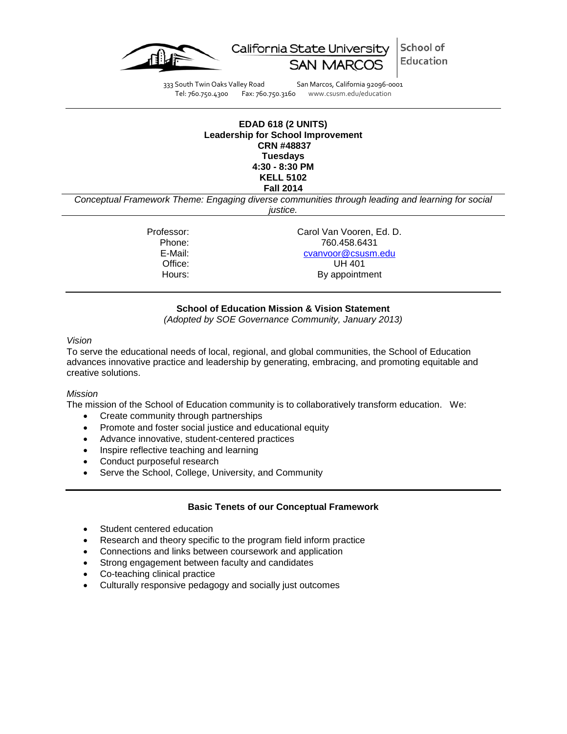California State University SAN MARCOS | School of Education

333 South Twin Oaks Valley Road San Marcos, California 92096-0001
Tel: 760.750.4300 Fax: 760.750.3160 www.csusm.edu/education

---

**EDAD 618 (2 UNITS)**
**Leadership for School Improvement**
**CRN #48837**
**Tuesdays**
**4:30 - 8:30 PM**
**KELL 5102**
**Fall 2014**

*Conceptual Framework Theme: Engaging diverse communities through leading and learning for social justice.*

---

| | |
|---|---|
| Professor: | Carol Van Vooren, Ed. D. |
| Phone: | 760.458.6431 |
| E-Mail: | cvanvoor@csusm.edu |
| Office: | UH 401 |
| Hours: | By appointment |

---

## School of Education Mission & Vision Statement

*(Adopted by SOE Governance Community, January 2013)*

*Vision*

To serve the educational needs of local, regional, and global communities, the School of Education advances innovative practice and leadership by generating, embracing, and promoting equitable and creative solutions.

*Mission*

The mission of the School of Education community is to collaboratively transform education. We:

- Create community through partnerships
- Promote and foster social justice and educational equity
- Advance innovative, student-centered practices
- Inspire reflective teaching and learning
- Conduct purposeful research
- Serve the School, College, University, and Community

---

## Basic Tenets of our Conceptual Framework

- Student centered education
- Research and theory specific to the program field inform practice
- Connections and links between coursework and application
- Strong engagement between faculty and candidates
- Co-teaching clinical practice
- Culturally responsive pedagogy and socially just outcomes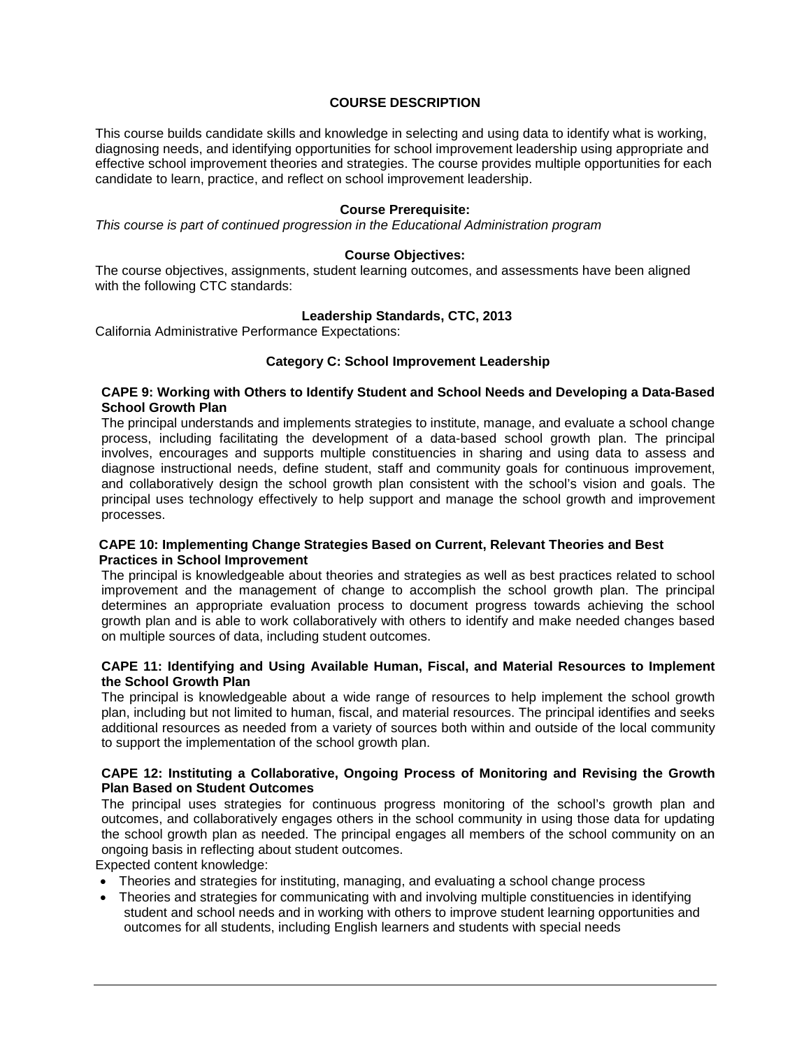## COURSE DESCRIPTION

This course builds candidate skills and knowledge in selecting and using data to identify what is working, diagnosing needs, and identifying opportunities for school improvement leadership using appropriate and effective school improvement theories and strategies. The course provides multiple opportunities for each candidate to learn, practice, and reflect on school improvement leadership.

### Course Prerequisite:

*This course is part of continued progression in the Educational Administration program*

### Course Objectives:

The course objectives, assignments, student learning outcomes, and assessments have been aligned with the following CTC standards:

### Leadership Standards, CTC, 2013

California Administrative Performance Expectations:

### Category C: School Improvement Leadership

**CAPE 9: Working with Others to Identify Student and School Needs and Developing a Data-Based School Growth Plan**

The principal understands and implements strategies to institute, manage, and evaluate a school change process, including facilitating the development of a data-based school growth plan. The principal involves, encourages and supports multiple constituencies in sharing and using data to assess and diagnose instructional needs, define student, staff and community goals for continuous improvement, and collaboratively design the school growth plan consistent with the school's vision and goals. The principal uses technology effectively to help support and manage the school growth and improvement processes.

**CAPE 10: Implementing Change Strategies Based on Current, Relevant Theories and Best Practices in School Improvement**

The principal is knowledgeable about theories and strategies as well as best practices related to school improvement and the management of change to accomplish the school growth plan. The principal determines an appropriate evaluation process to document progress towards achieving the school growth plan and is able to work collaboratively with others to identify and make needed changes based on multiple sources of data, including student outcomes.

**CAPE 11: Identifying and Using Available Human, Fiscal, and Material Resources to Implement the School Growth Plan**

The principal is knowledgeable about a wide range of resources to help implement the school growth plan, including but not limited to human, fiscal, and material resources. The principal identifies and seeks additional resources as needed from a variety of sources both within and outside of the local community to support the implementation of the school growth plan.

**CAPE 12: Instituting a Collaborative, Ongoing Process of Monitoring and Revising the Growth Plan Based on Student Outcomes**

The principal uses strategies for continuous progress monitoring of the school's growth plan and outcomes, and collaboratively engages others in the school community in using those data for updating the school growth plan as needed. The principal engages all members of the school community on an ongoing basis in reflecting about student outcomes.

Expected content knowledge:

- Theories and strategies for instituting, managing, and evaluating a school change process
- Theories and strategies for communicating with and involving multiple constituencies in identifying student and school needs and in working with others to improve student learning opportunities and outcomes for all students, including English learners and students with special needs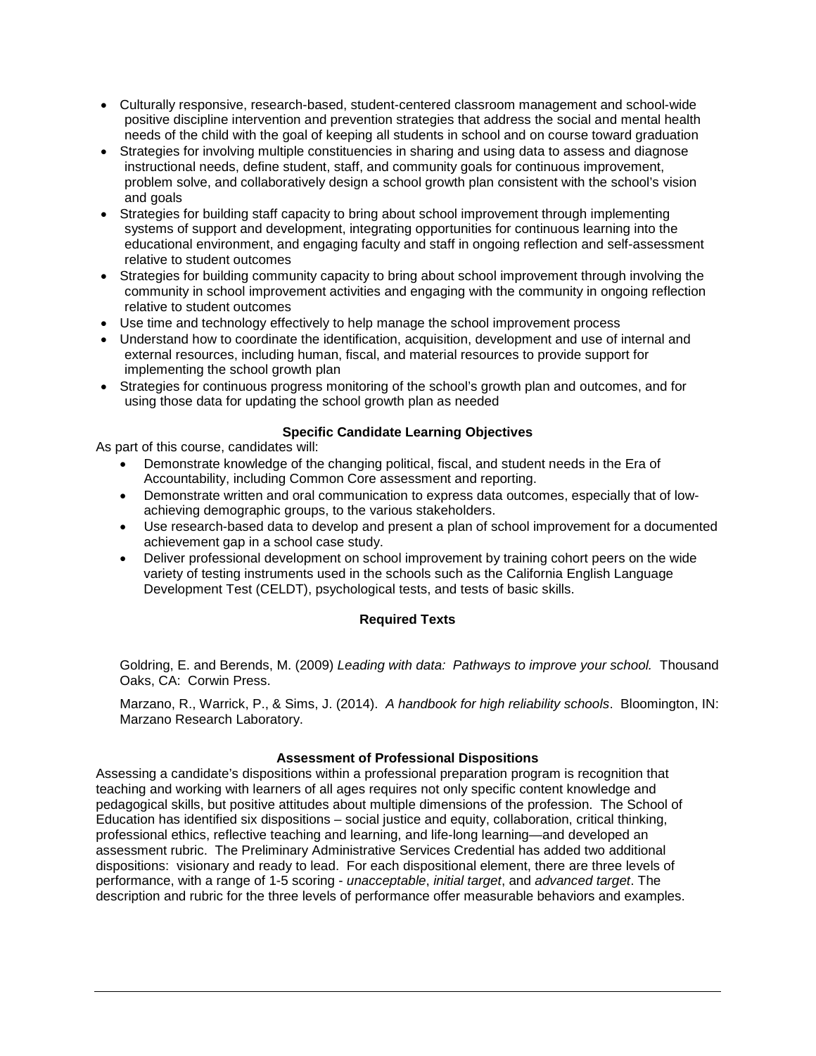- Culturally responsive, research-based, student-centered classroom management and school-wide positive discipline intervention and prevention strategies that address the social and mental health needs of the child with the goal of keeping all students in school and on course toward graduation
- Strategies for involving multiple constituencies in sharing and using data to assess and diagnose instructional needs, define student, staff, and community goals for continuous improvement, problem solve, and collaboratively design a school growth plan consistent with the school's vision and goals
- Strategies for building staff capacity to bring about school improvement through implementing systems of support and development, integrating opportunities for continuous learning into the educational environment, and engaging faculty and staff in ongoing reflection and self-assessment relative to student outcomes
- Strategies for building community capacity to bring about school improvement through involving the community in school improvement activities and engaging with the community in ongoing reflection relative to student outcomes
- Use time and technology effectively to help manage the school improvement process
- Understand how to coordinate the identification, acquisition, development and use of internal and external resources, including human, fiscal, and material resources to provide support for implementing the school growth plan
- Strategies for continuous progress monitoring of the school's growth plan and outcomes, and for using those data for updating the school growth plan as needed

### Specific Candidate Learning Objectives

As part of this course, candidates will:

- Demonstrate knowledge of the changing political, fiscal, and student needs in the Era of Accountability, including Common Core assessment and reporting.
- Demonstrate written and oral communication to express data outcomes, especially that of low-achieving demographic groups, to the various stakeholders.
- Use research-based data to develop and present a plan of school improvement for a documented achievement gap in a school case study.
- Deliver professional development on school improvement by training cohort peers on the wide variety of testing instruments used in the schools such as the California English Language Development Test (CELDT), psychological tests, and tests of basic skills.

### Required Texts

Goldring, E. and Berends, M. (2009) *Leading with data: Pathways to improve your school.* Thousand Oaks, CA: Corwin Press.

Marzano, R., Warrick, P., & Sims, J. (2014). *A handbook for high reliability schools*. Bloomington, IN: Marzano Research Laboratory.

### Assessment of Professional Dispositions

Assessing a candidate's dispositions within a professional preparation program is recognition that teaching and working with learners of all ages requires not only specific content knowledge and pedagogical skills, but positive attitudes about multiple dimensions of the profession. The School of Education has identified six dispositions – social justice and equity, collaboration, critical thinking, professional ethics, reflective teaching and learning, and life-long learning—and developed an assessment rubric. The Preliminary Administrative Services Credential has added two additional dispositions: visionary and ready to lead. For each dispositional element, there are three levels of performance, with a range of 1-5 scoring - *unacceptable*, *initial target*, and *advanced target*. The description and rubric for the three levels of performance offer measurable behaviors and examples.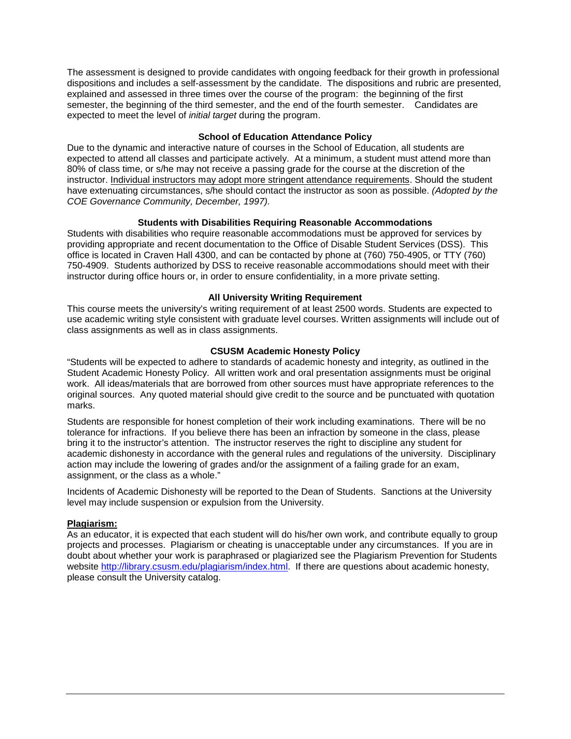The assessment is designed to provide candidates with ongoing feedback for their growth in professional dispositions and includes a self-assessment by the candidate. The dispositions and rubric are presented, explained and assessed in three times over the course of the program: the beginning of the first semester, the beginning of the third semester, and the end of the fourth semester. Candidates are expected to meet the level of *initial target* during the program.

### School of Education Attendance Policy

Due to the dynamic and interactive nature of courses in the School of Education, all students are expected to attend all classes and participate actively. At a minimum, a student must attend more than 80% of class time, or s/he may not receive a passing grade for the course at the discretion of the instructor. <u>Individual instructors may adopt more stringent attendance requirements</u>. Should the student have extenuating circumstances, s/he should contact the instructor as soon as possible. *(Adopted by the COE Governance Community, December, 1997).*

### Students with Disabilities Requiring Reasonable Accommodations

Students with disabilities who require reasonable accommodations must be approved for services by providing appropriate and recent documentation to the Office of Disable Student Services (DSS). This office is located in Craven Hall 4300, and can be contacted by phone at (760) 750-4905, or TTY (760) 750-4909. Students authorized by DSS to receive reasonable accommodations should meet with their instructor during office hours or, in order to ensure confidentiality, in a more private setting.

### All University Writing Requirement

This course meets the university's writing requirement of at least 2500 words. Students are expected to use academic writing style consistent with graduate level courses. Written assignments will include out of class assignments as well as in class assignments.

### CSUSM Academic Honesty Policy

"Students will be expected to adhere to standards of academic honesty and integrity, as outlined in the Student Academic Honesty Policy. All written work and oral presentation assignments must be original work. All ideas/materials that are borrowed from other sources must have appropriate references to the original sources. Any quoted material should give credit to the source and be punctuated with quotation marks.

Students are responsible for honest completion of their work including examinations. There will be no tolerance for infractions. If you believe there has been an infraction by someone in the class, please bring it to the instructor's attention. The instructor reserves the right to discipline any student for academic dishonesty in accordance with the general rules and regulations of the university. Disciplinary action may include the lowering of grades and/or the assignment of a failing grade for an exam, assignment, or the class as a whole."

Incidents of Academic Dishonesty will be reported to the Dean of Students. Sanctions at the University level may include suspension or expulsion from the University.

**<u>Plagiarism:</u>**

As an educator, it is expected that each student will do his/her own work, and contribute equally to group projects and processes. Plagiarism or cheating is unacceptable under any circumstances. If you are in doubt about whether your work is paraphrased or plagiarized see the Plagiarism Prevention for Students website http://library.csusm.edu/plagiarism/index.html. If there are questions about academic honesty, please consult the University catalog.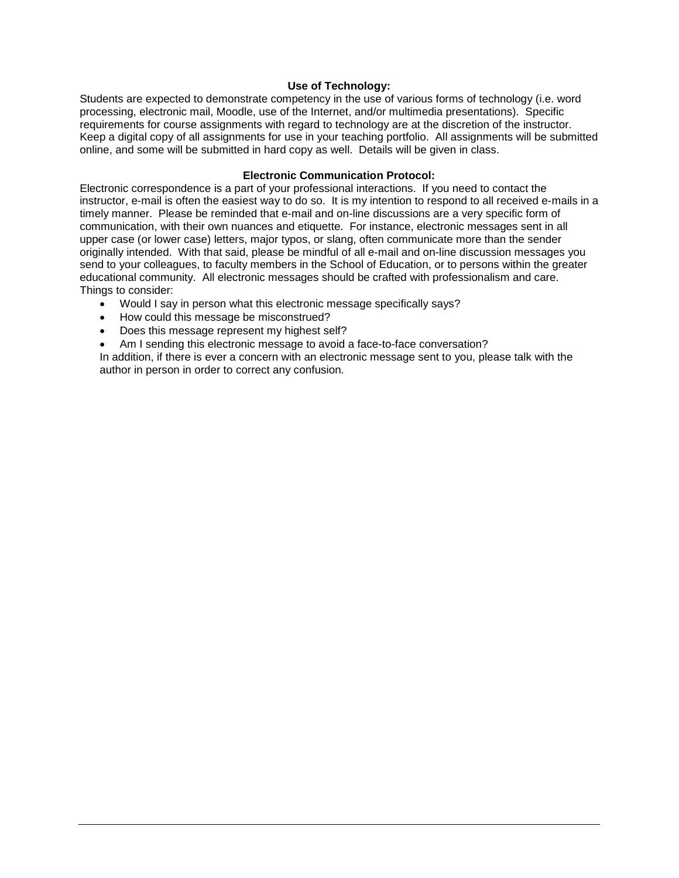**Use of Technology:**

Students are expected to demonstrate competency in the use of various forms of technology (i.e. word processing, electronic mail, Moodle, use of the Internet, and/or multimedia presentations). Specific requirements for course assignments with regard to technology are at the discretion of the instructor. Keep a digital copy of all assignments for use in your teaching portfolio. All assignments will be submitted online, and some will be submitted in hard copy as well. Details will be given in class.

**Electronic Communication Protocol:**

Electronic correspondence is a part of your professional interactions. If you need to contact the instructor, e-mail is often the easiest way to do so. It is my intention to respond to all received e-mails in a timely manner. Please be reminded that e-mail and on-line discussions are a very specific form of communication, with their own nuances and etiquette. For instance, electronic messages sent in all upper case (or lower case) letters, major typos, or slang, often communicate more than the sender originally intended. With that said, please be mindful of all e-mail and on-line discussion messages you send to your colleagues, to faculty members in the School of Education, or to persons within the greater educational community. All electronic messages should be crafted with professionalism and care.
Things to consider:

- Would I say in person what this electronic message specifically says?
- How could this message be misconstrued?
- Does this message represent my highest self?
- Am I sending this electronic message to avoid a face-to-face conversation?

In addition, if there is ever a concern with an electronic message sent to you, please talk with the author in person in order to correct any confusion.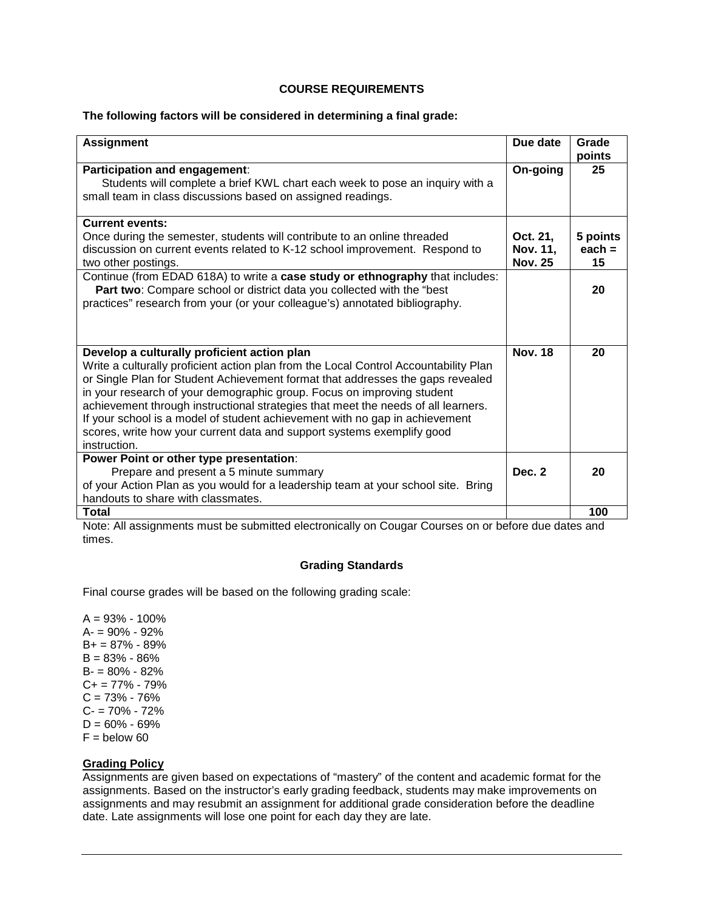**COURSE REQUIREMENTS**

**The following factors will be considered in determining a final grade:**

| **Assignment** | **Due date** | **Grade points** |
|---|---|---|
| **Participation and engagement**: Students will complete a brief KWL chart each week to pose an inquiry with a small team in class discussions based on assigned readings. | **On-going** | **25** |
| **Current events:** Once during the semester, students will contribute to an online threaded discussion on current events related to K-12 school improvement. Respond to two other postings. | **Oct. 21, Nov. 11, Nov. 25** | **5 points each = 15** |
| Continue (from EDAD 618A) to write a **case study or ethnography** that includes: **Part two**: Compare school or district data you collected with the "best practices" research from your (or your colleague's) annotated bibliography. | | **20** |
| **Develop a culturally proficient action plan** Write a culturally proficient action plan from the Local Control Accountability Plan or Single Plan for Student Achievement format that addresses the gaps revealed in your research of your demographic group. Focus on improving student achievement through instructional strategies that meet the needs of all learners. If your school is a model of student achievement with no gap in achievement scores, write how your current data and support systems exemplify good instruction. | **Nov. 18** | **20** |
| **Power Point or other type presentation**: Prepare and present a 5 minute summary of your Action Plan as you would for a leadership team at your school site. Bring handouts to share with classmates. | **Dec. 2** | **20** |
| **Total** | | **100** |

Note: All assignments must be submitted electronically on Cougar Courses on or before due dates and times.

**Grading Standards**

Final course grades will be based on the following grading scale:

A = 93% - 100%
A- = 90% - 92%
B+ = 87% - 89%
B = 83% - 86%
B- = 80% - 82%
C+ = 77% - 79%
C = 73% - 76%
C- = 70% - 72%
D = 60% - 69%
F = below 60

**Grading Policy**

Assignments are given based on expectations of "mastery" of the content and academic format for the assignments. Based on the instructor's early grading feedback, students may make improvements on assignments and may resubmit an assignment for additional grade consideration before the deadline date. Late assignments will lose one point for each day they are late.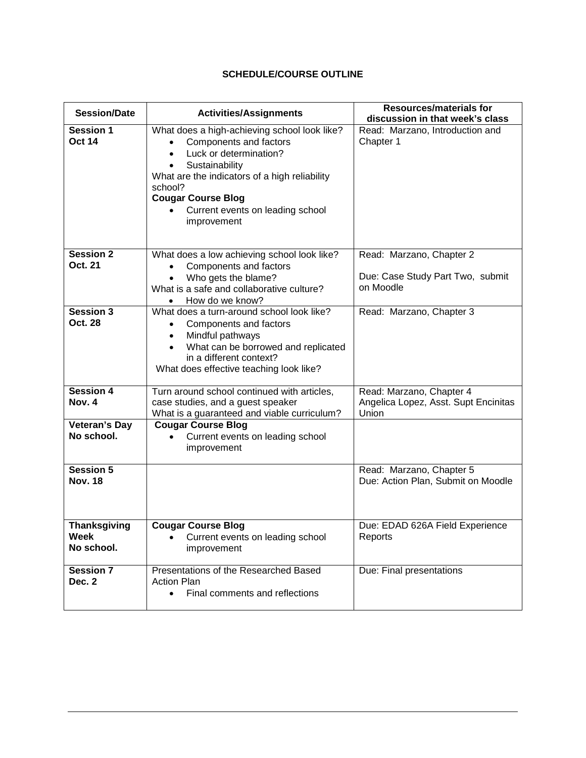**SCHEDULE/COURSE OUTLINE**

| Session/Date | Activities/Assignments | Resources/materials for discussion in that week's class |
|---|---|---|
| **Session 1**<br>**Oct 14** | What does a high-achieving school look like?<br>• Components and factors<br>• Luck or determination?<br>• Sustainability<br>What are the indicators of a high reliability school?<br>**Cougar Course Blog**<br>• Current events on leading school improvement | Read: Marzano, Introduction and Chapter 1 |
| **Session 2**<br>**Oct. 21** | What does a low achieving school look like?<br>• Components and factors<br>• Who gets the blame?<br>What is a safe and collaborative culture?<br>• How do we know? | Read: Marzano, Chapter 2<br><br>Due: Case Study Part Two, submit on Moodle |
| **Session 3**<br>**Oct. 28** | What does a turn-around school look like?<br>• Components and factors<br>• Mindful pathways<br>• What can be borrowed and replicated in a different context?<br>What does effective teaching look like? | Read: Marzano, Chapter 3 |
| **Session 4**<br>**Nov. 4** | Turn around school continued with articles, case studies, and a guest speaker<br>What is a guaranteed and viable curriculum? | Read: Marzano, Chapter 4<br>Angelica Lopez, Asst. Supt Encinitas Union |
| **Veteran's Day**<br>**No school.** | **Cougar Course Blog**<br>• Current events on leading school improvement | |
| **Session 5**<br>**Nov. 18** | | Read: Marzano, Chapter 5<br>Due: Action Plan, Submit on Moodle |
| **Thanksgiving Week**<br>**No school.** | **Cougar Course Blog**<br>• Current events on leading school improvement | Due: EDAD 626A Field Experience Reports |
| **Session 7**<br>**Dec. 2** | Presentations of the Researched Based Action Plan<br>• Final comments and reflections | Due: Final presentations |